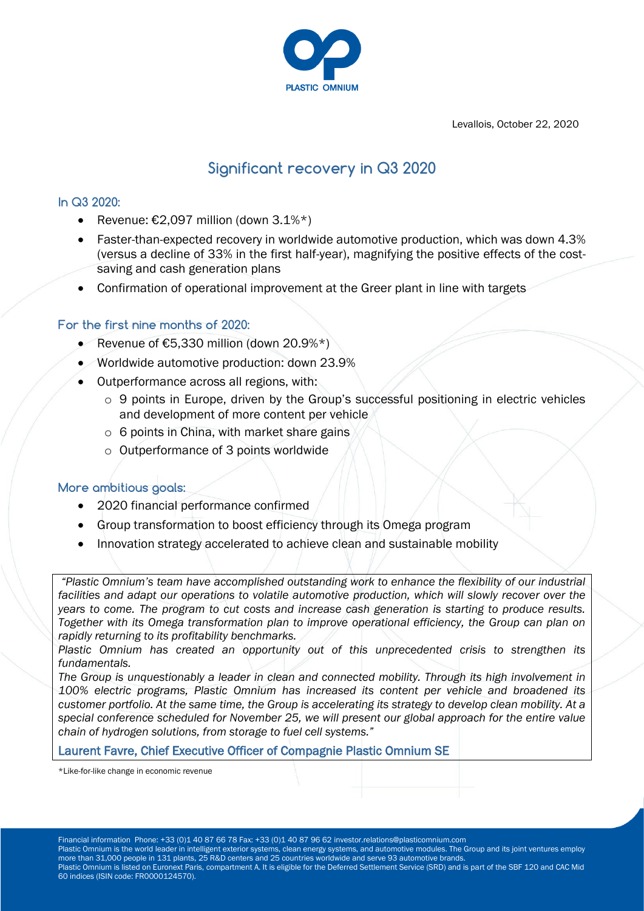Levallois, October 22, 2020

# Significant recovery in Q3 2020

## In Q3 2020:

- Revenue: €2,097 million (down 3.1%*)
- Faster-than-expected recovery in worldwide automotive production, which was down 4.3% (versus a decline of 33% in the first half-year), magnifying the positive effects of the cost-saving and cash generation plans
- Confirmation of operational improvement at the Greer plant in line with targets

## For the first nine months of 2020:

- Revenue of €5,330 million (down 20.9%*)
- Worldwide automotive production: down 23.9%
- Outperformance across all regions, with:
  - 9 points in Europe, driven by the Group's successful positioning in electric vehicles and development of more content per vehicle
  - 6 points in China, with market share gains
  - Outperformance of 3 points worldwide

## More ambitious goals:

- 2020 financial performance confirmed
- Group transformation to boost efficiency through its Omega program
- Innovation strategy accelerated to achieve clean and sustainable mobility

*"Plastic Omnium's team have accomplished outstanding work to enhance the flexibility of our industrial facilities and adapt our operations to volatile automotive production, which will slowly recover over the years to come. The program to cut costs and increase cash generation is starting to produce results. Together with its Omega transformation plan to improve operational efficiency, the Group can plan on rapidly returning to its profitability benchmarks.*

*Plastic Omnium has created an opportunity out of this unprecedented crisis to strengthen its fundamentals.*

*The Group is unquestionably a leader in clean and connected mobility. Through its high involvement in 100% electric programs, Plastic Omnium has increased its content per vehicle and broadened its customer portfolio. At the same time, the Group is accelerating its strategy to develop clean mobility. At a special conference scheduled for November 25, we will present our global approach for the entire value chain of hydrogen solutions, from storage to fuel cell systems."*

**Laurent Favre, Chief Executive Officer of Compagnie Plastic Omnium SE**

*Like-for-like change in economic revenue

Financial information Phone: +33 (0)1 40 87 66 78 Fax: +33 (0)1 40 87 96 62 investor.relations@plasticomnium.com
Plastic Omnium is the world leader in intelligent exterior systems, clean energy systems, and automotive modules. The Group and its joint ventures employ more than 31,000 people in 131 plants, 25 R&D centers and 25 countries worldwide and serve 93 automotive brands.
Plastic Omnium is listed on Euronext Paris, compartment A. It is eligible for the Deferred Settlement Service (SRD) and is part of the SBF 120 and CAC Mid 60 indices (ISIN code: FR0000124570).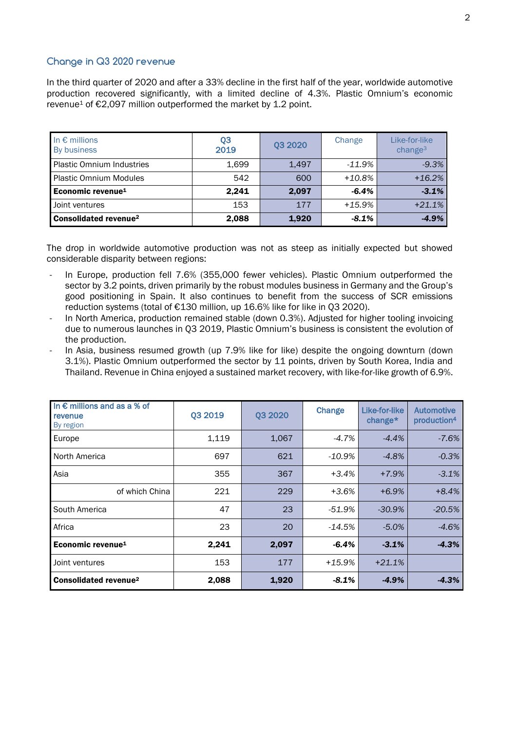## Change in Q3 2020 revenue

In the third quarter of 2020 and after a 33% decline in the first half of the year, worldwide automotive production recovered significantly, with a limited decline of 4.3%. Plastic Omnium's economic revenue[1] of €2,097 million outperformed the market by 1.2 point.

| In € millions<br>By business | Q3 2019 | Q3 2020 | Change | Like-for-like change[3] |
|---|---|---|---|---|
| Plastic Omnium Industries | 1,699 | 1,497 | *-11.9%* | *-9.3%* |
| Plastic Omnium Modules | 542 | 600 | *+10.8%* | *+16.2%* |
| **Economic revenue[1]** | **2,241** | **2,097** | ***-6.4%*** | ***-3.1%*** |
| Joint ventures | 153 | 177 | *+15.9%* | *+21.1%* |
| **Consolidated revenue[2]** | **2,088** | **1,920** | ***-8.1%*** | ***-4.9%*** |

The drop in worldwide automotive production was not as steep as initially expected but showed considerable disparity between regions:

- In Europe, production fell 7.6% (355,000 fewer vehicles). Plastic Omnium outperformed the sector by 3.2 points, driven primarily by the robust modules business in Germany and the Group's good positioning in Spain. It also continues to benefit from the success of SCR emissions reduction systems (total of €130 million, up 16.6% like for like in Q3 2020).
- In North America, production remained stable (down 0.3%). Adjusted for higher tooling invoicing due to numerous launches in Q3 2019, Plastic Omnium's business is consistent the evolution of the production.
- In Asia, business resumed growth (up 7.9% like for like) despite the ongoing downturn (down 3.1%). Plastic Omnium outperformed the sector by 11 points, driven by South Korea, India and Thailand. Revenue in China enjoyed a sustained market recovery, with like-for-like growth of 6.9%.

| In € millions and as a % of revenue<br>By region | Q3 2019 | Q3 2020 | Change | Like-for-like change* | Automotive production[4] |
|---|---|---|---|---|---|
| Europe | 1,119 | 1,067 | *-4.7%* | *-4.4%* | *-7.6%* |
| North America | 697 | 621 | *-10.9%* | *-4.8%* | *-0.3%* |
| Asia | 355 | 367 | *+3.4%* | *+7.9%* | *-3.1%* |
| of which China | 221 | 229 | *+3.6%* | *+6.9%* | *+8.4%* |
| South America | 47 | 23 | *-51.9%* | *-30.9%* | *-20.5%* |
| Africa | 23 | 20 | *-14.5%* | *-5.0%* | *-4.6%* |
| **Economic revenue[1]** | **2,241** | **2,097** | ***-6.4%*** | ***-3.1%*** | ***-4.3%*** |
| Joint ventures | 153 | 177 | *+15.9%* | *+21.1%* | |
| **Consolidated revenue[2]** | **2,088** | **1,920** | ***-8.1%*** | ***-4.9%*** | ***-4.3%*** |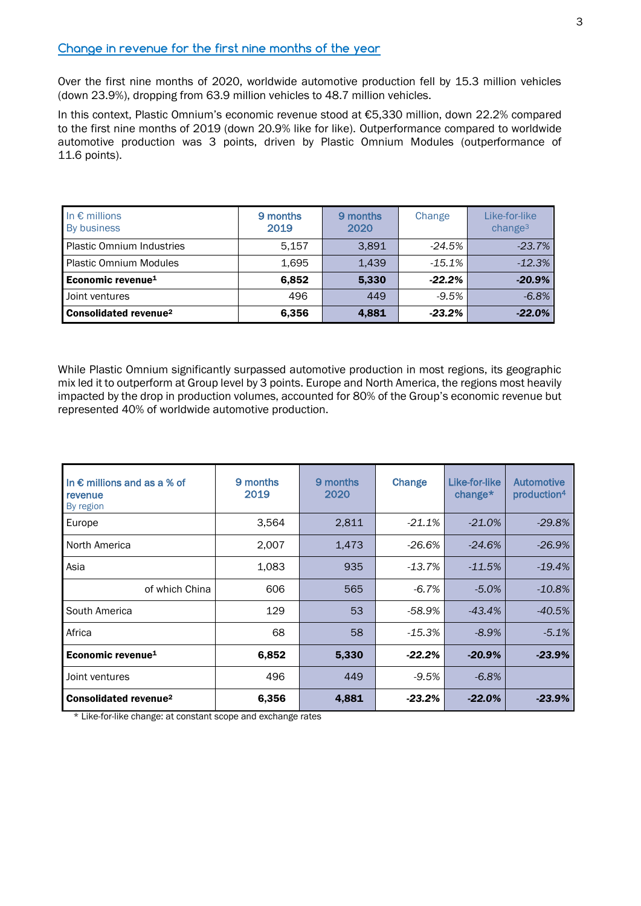## Change in revenue for the first nine months of the year

Over the first nine months of 2020, worldwide automotive production fell by 15.3 million vehicles (down 23.9%), dropping from 63.9 million vehicles to 48.7 million vehicles.

In this context, Plastic Omnium's economic revenue stood at €5,330 million, down 22.2% compared to the first nine months of 2019 (down 20.9% like for like). Outperformance compared to worldwide automotive production was 3 points, driven by Plastic Omnium Modules (outperformance of 11.6 points).

| In € millions<br>By business | 9 months 2019 | 9 months 2020 | Change | Like-for-like change[3] |
|---|---|---|---|---|
| Plastic Omnium Industries | 5,157 | 3,891 | *-24.5%* | *-23.7%* |
| Plastic Omnium Modules | 1,695 | 1,439 | *-15.1%* | *-12.3%* |
| **Economic revenue[1]** | **6,852** | **5,330** | ***-22.2%*** | ***-20.9%*** |
| Joint ventures | 496 | 449 | *-9.5%* | *-6.8%* |
| **Consolidated revenue[2]** | **6,356** | **4,881** | ***-23.2%*** | ***-22.0%*** |

While Plastic Omnium significantly surpassed automotive production in most regions, its geographic mix led it to outperform at Group level by 3 points. Europe and North America, the regions most heavily impacted by the drop in production volumes, accounted for 80% of the Group's economic revenue but represented 40% of worldwide automotive production.

| In € millions and as a % of revenue<br>By region | 9 months 2019 | 9 months 2020 | Change | Like-for-like change* | Automotive production[4] |
|---|---|---|---|---|---|
| Europe | 3,564 | 2,811 | *-21.1%* | *-21.0%* | *-29.8%* |
| North America | 2,007 | 1,473 | *-26.6%* | *-24.6%* | *-26.9%* |
| Asia | 1,083 | 935 | *-13.7%* | *-11.5%* | *-19.4%* |
| of which China | 606 | 565 | *-6.7%* | *-5.0%* | *-10.8%* |
| South America | 129 | 53 | *-58.9%* | *-43.4%* | *-40.5%* |
| Africa | 68 | 58 | *-15.3%* | *-8.9%* | *-5.1%* |
| **Economic revenue[1]** | **6,852** | **5,330** | ***-22.2%*** | ***-20.9%*** | ***-23.9%*** |
| Joint ventures | 496 | 449 | *-9.5%* | *-6.8%* | |
| **Consolidated revenue[2]** | **6,356** | **4,881** | ***-23.2%*** | ***-22.0%*** | ***-23.9%*** |

\* Like-for-like change: at constant scope and exchange rates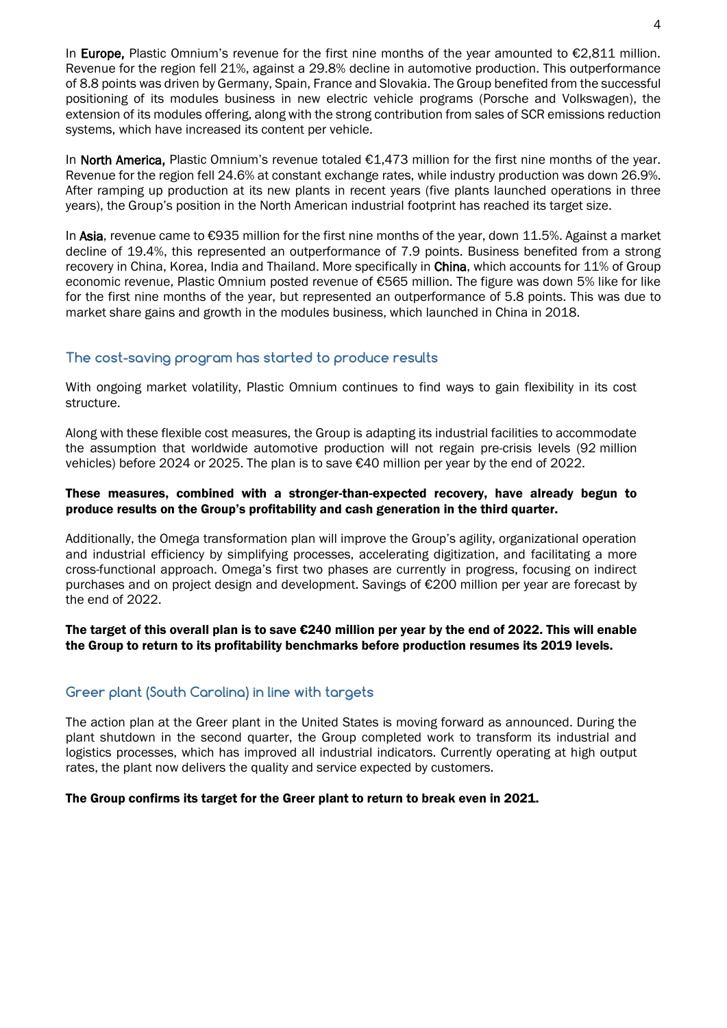In **Europe,** Plastic Omnium's revenue for the first nine months of the year amounted to €2,811 million. Revenue for the region fell 21%, against a 29.8% decline in automotive production. This outperformance of 8.8 points was driven by Germany, Spain, France and Slovakia. The Group benefited from the successful positioning of its modules business in new electric vehicle programs (Porsche and Volkswagen), the extension of its modules offering, along with the strong contribution from sales of SCR emissions reduction systems, which have increased its content per vehicle.

In **North America,** Plastic Omnium's revenue totaled €1,473 million for the first nine months of the year. Revenue for the region fell 24.6% at constant exchange rates, while industry production was down 26.9%. After ramping up production at its new plants in recent years (five plants launched operations in three years), the Group's position in the North American industrial footprint has reached its target size.

In **Asia**, revenue came to €935 million for the first nine months of the year, down 11.5%. Against a market decline of 19.4%, this represented an outperformance of 7.9 points. Business benefited from a strong recovery in China, Korea, India and Thailand. More specifically in **China**, which accounts for 11% of Group economic revenue, Plastic Omnium posted revenue of €565 million. The figure was down 5% like for like for the first nine months of the year, but represented an outperformance of 5.8 points. This was due to market share gains and growth in the modules business, which launched in China in 2018.

## The cost-saving program has started to produce results

With ongoing market volatility, Plastic Omnium continues to find ways to gain flexibility in its cost structure.

Along with these flexible cost measures, the Group is adapting its industrial facilities to accommodate the assumption that worldwide automotive production will not regain pre-crisis levels (92 million vehicles) before 2024 or 2025. The plan is to save €40 million per year by the end of 2022.

**These measures, combined with a stronger-than-expected recovery, have already begun to produce results on the Group's profitability and cash generation in the third quarter.**

Additionally, the Omega transformation plan will improve the Group's agility, organizational operation and industrial efficiency by simplifying processes, accelerating digitization, and facilitating a more cross-functional approach. Omega's first two phases are currently in progress, focusing on indirect purchases and on project design and development. Savings of €200 million per year are forecast by the end of 2022.

**The target of this overall plan is to save €240 million per year by the end of 2022. This will enable the Group to return to its profitability benchmarks before production resumes its 2019 levels.**

## Greer plant (South Carolina) in line with targets

The action plan at the Greer plant in the United States is moving forward as announced. During the plant shutdown in the second quarter, the Group completed work to transform its industrial and logistics processes, which has improved all industrial indicators. Currently operating at high output rates, the plant now delivers the quality and service expected by customers.

**The Group confirms its target for the Greer plant to return to break even in 2021.**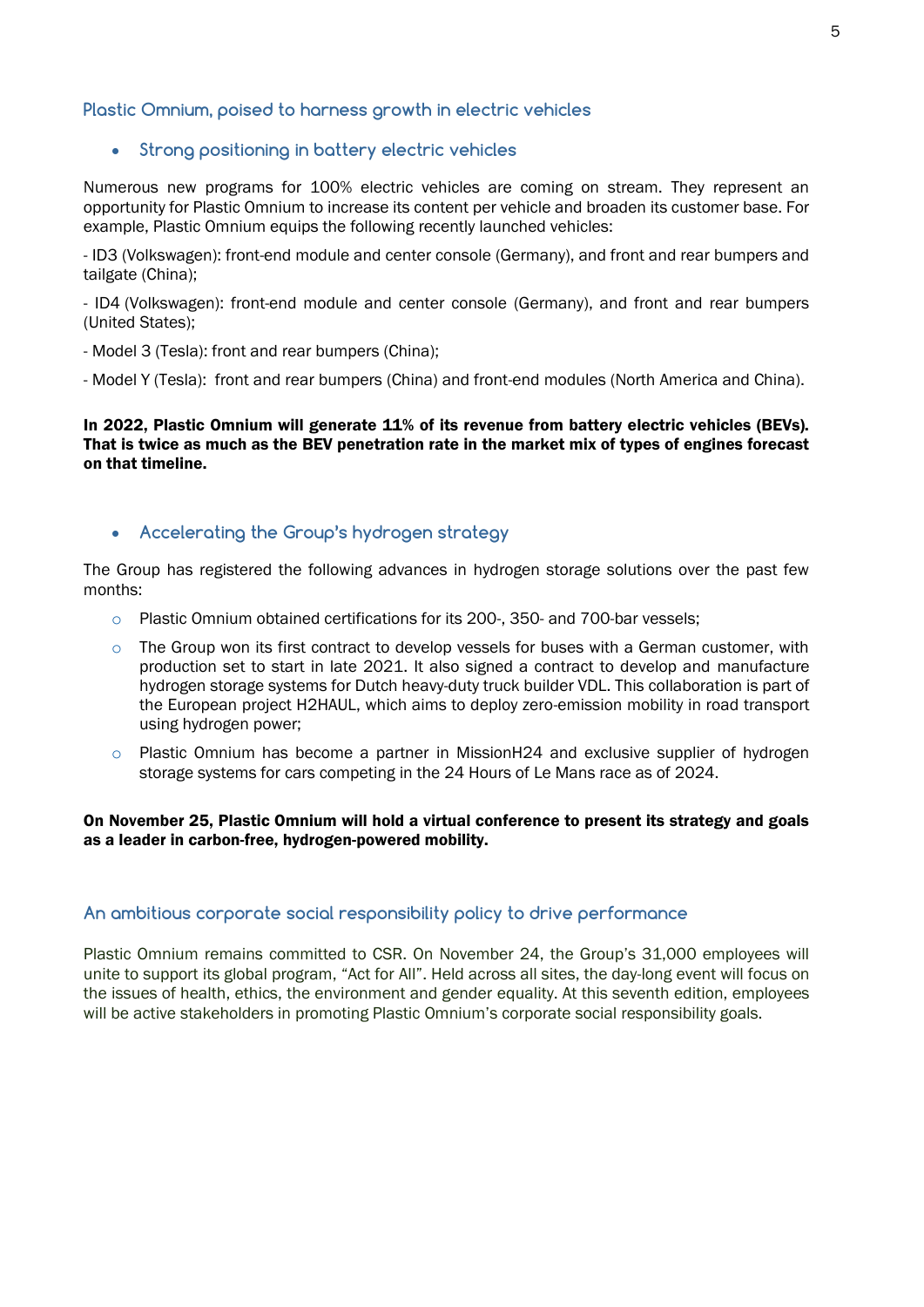## Plastic Omnium, poised to harness growth in electric vehicles

- ### Strong positioning in battery electric vehicles

Numerous new programs for 100% electric vehicles are coming on stream. They represent an opportunity for Plastic Omnium to increase its content per vehicle and broaden its customer base. For example, Plastic Omnium equips the following recently launched vehicles:

- ID3 (Volkswagen): front-end module and center console (Germany), and front and rear bumpers and tailgate (China);

- ID4 (Volkswagen): front-end module and center console (Germany), and front and rear bumpers (United States);

- Model 3 (Tesla): front and rear bumpers (China);

- Model Y (Tesla): front and rear bumpers (China) and front-end modules (North America and China).

**In 2022, Plastic Omnium will generate 11% of its revenue from battery electric vehicles (BEVs). That is twice as much as the BEV penetration rate in the market mix of types of engines forecast on that timeline.**

- ### Accelerating the Group's hydrogen strategy

The Group has registered the following advances in hydrogen storage solutions over the past few months:

- Plastic Omnium obtained certifications for its 200-, 350- and 700-bar vessels;
- The Group won its first contract to develop vessels for buses with a German customer, with production set to start in late 2021. It also signed a contract to develop and manufacture hydrogen storage systems for Dutch heavy-duty truck builder VDL. This collaboration is part of the European project H2HAUL, which aims to deploy zero-emission mobility in road transport using hydrogen power;
- Plastic Omnium has become a partner in MissionH24 and exclusive supplier of hydrogen storage systems for cars competing in the 24 Hours of Le Mans race as of 2024.

**On November 25, Plastic Omnium will hold a virtual conference to present its strategy and goals as a leader in carbon-free, hydrogen-powered mobility.**

## An ambitious corporate social responsibility policy to drive performance

Plastic Omnium remains committed to CSR. On November 24, the Group's 31,000 employees will unite to support its global program, "Act for All". Held across all sites, the day-long event will focus on the issues of health, ethics, the environment and gender equality. At this seventh edition, employees will be active stakeholders in promoting Plastic Omnium's corporate social responsibility goals.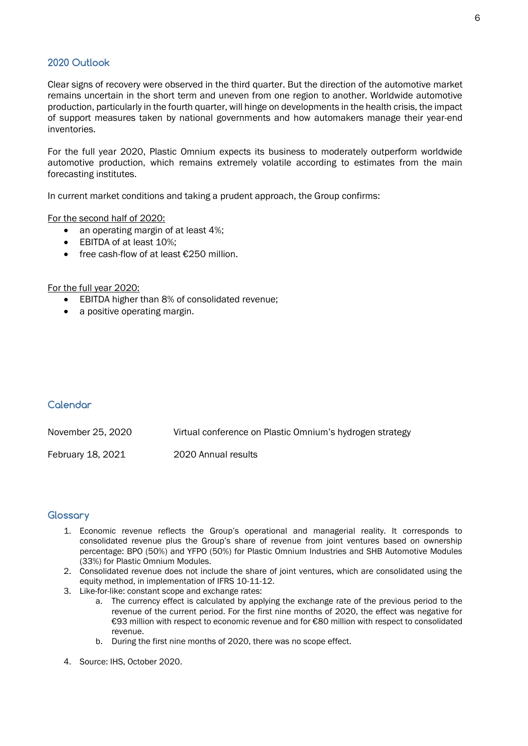## 2020 Outlook

Clear signs of recovery were observed in the third quarter. But the direction of the automotive market remains uncertain in the short term and uneven from one region to another. Worldwide automotive production, particularly in the fourth quarter, will hinge on developments in the health crisis, the impact of support measures taken by national governments and how automakers manage their year-end inventories.

For the full year 2020, Plastic Omnium expects its business to moderately outperform worldwide automotive production, which remains extremely volatile according to estimates from the main forecasting institutes.

In current market conditions and taking a prudent approach, the Group confirms:

<u>For the second half of 2020:</u>

- an operating margin of at least 4%;
- EBITDA of at least 10%;
- free cash-flow of at least €250 million.

<u>For the full year 2020:</u>

- EBITDA higher than 8% of consolidated revenue;
- a positive operating margin.

## Calendar

| | |
|---|---|
| November 25, 2020 | Virtual conference on Plastic Omnium's hydrogen strategy |
| February 18, 2021 | 2020 Annual results |

## Glossary

1. Economic revenue reflects the Group's operational and managerial reality. It corresponds to consolidated revenue plus the Group's share of revenue from joint ventures based on ownership percentage: BPO (50%) and YFPO (50%) for Plastic Omnium Industries and SHB Automotive Modules (33%) for Plastic Omnium Modules.
2. Consolidated revenue does not include the share of joint ventures, which are consolidated using the equity method, in implementation of IFRS 10-11-12.
3. Like-for-like: constant scope and exchange rates:
   a. The currency effect is calculated by applying the exchange rate of the previous period to the revenue of the current period. For the first nine months of 2020, the effect was negative for €93 million with respect to economic revenue and for €80 million with respect to consolidated revenue.
   b. During the first nine months of 2020, there was no scope effect.
4. Source: IHS, October 2020.